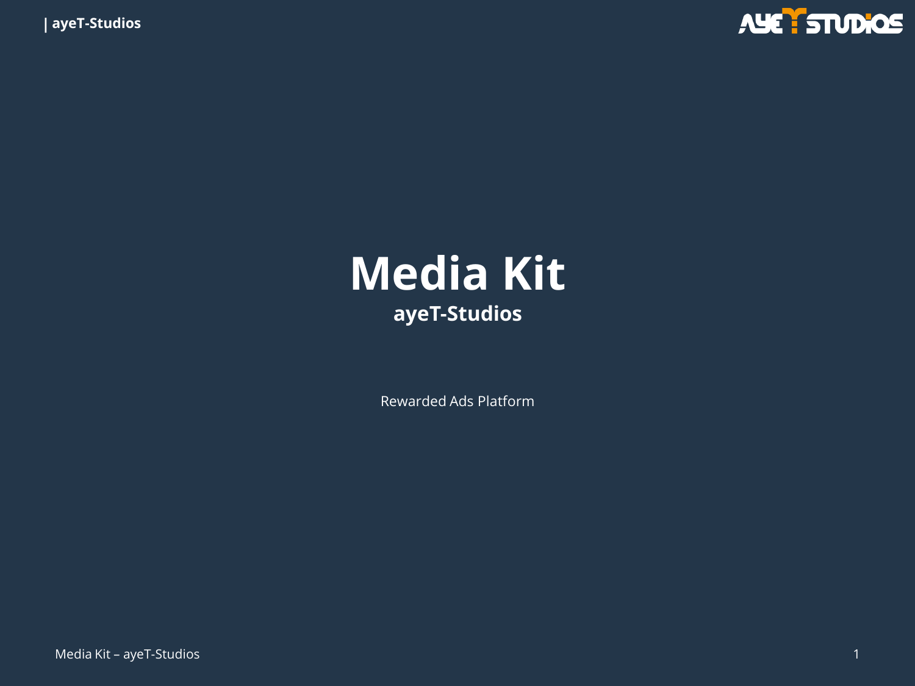# Media Kit

**ayeT-Studios**

Rewarded Ads Platform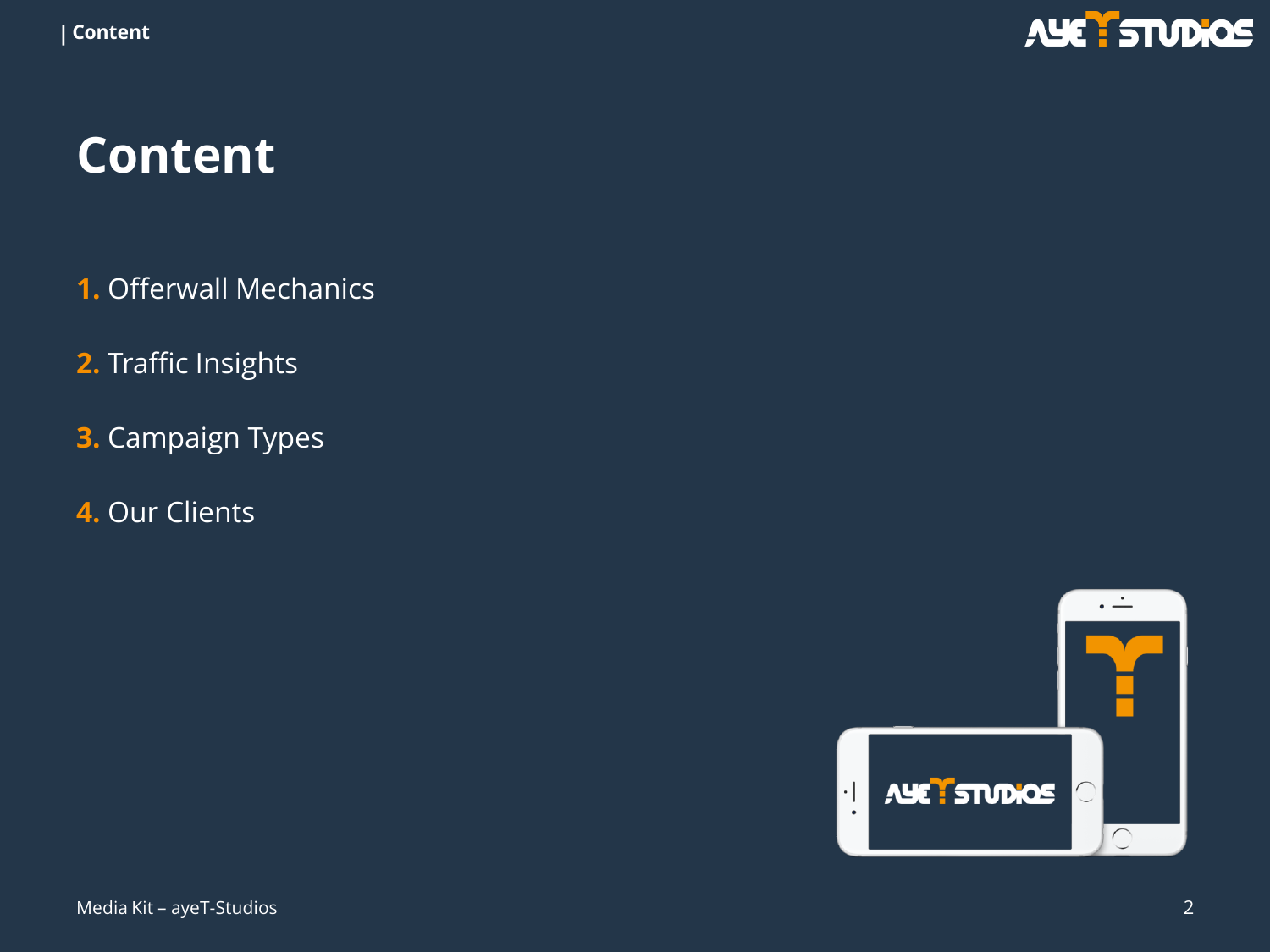# Content

1. Offerwall Mechanics
2. Traffic Insights
3. Campaign Types
4. Our Clients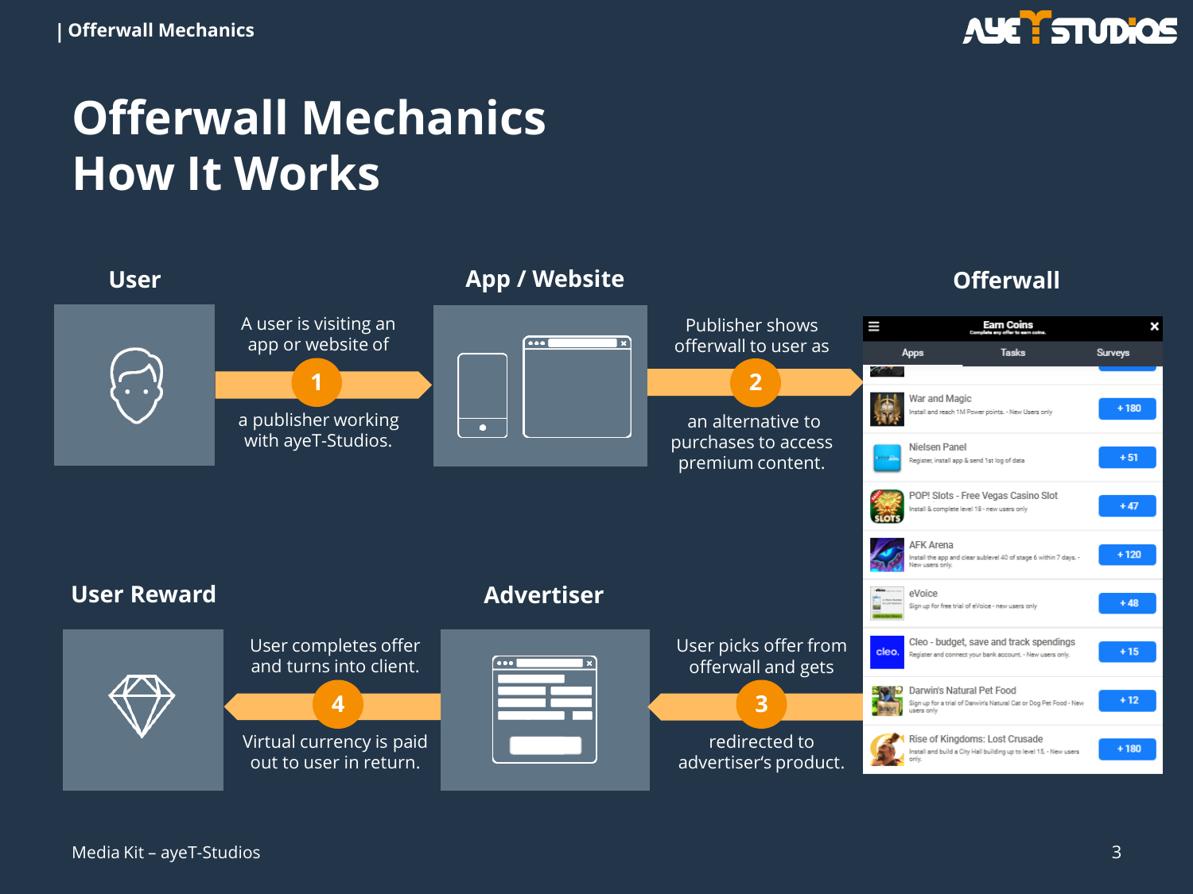# Offerwall Mechanics
# How It Works

### User

A user is visiting an app or website of

**1**

a publisher working with ayeT-Studios.

### App / Website

Publisher shows offerwall to user as

**2**

an alternative to purchases to access premium content.

### Offerwall

Earn Coins
Complete any offer to earn coins.

Apps | Tasks | Surveys

- War and Magic — Install and reach 1M Power points. - New Users only — + 180
- Nielsen Panel — Register, install app & send 1st log of data — + 51
- POP! Slots - Free Vegas Casino Slot — Install & complete level 18 - new users only — + 47
- AFK Arena — Install the app and clear sublevel 40 of stage 6 within 7 days. - New users only. — + 120
- eVoice — Sign up for free trial of eVoice - new users only — + 48
- Cleo - budget, save and track spendings — Register and connect your bank account. - New users only. — + 15
- Darwin's Natural Pet Food — Sign up for a trial of Darwin's Natural Cat or Dog Pet Food - New users only — + 12
- Rise of Kingdoms: Lost Crusade — Install and build a City Hall building up to level 15. - New users only. — + 180

### User Reward

User completes offer and turns into client.

**4**

Virtual currency is paid out to user in return.

### Advertiser

User picks offer from offerwall and gets

**3**

redirected to advertiser's product.

Media Kit – ayeT-Studios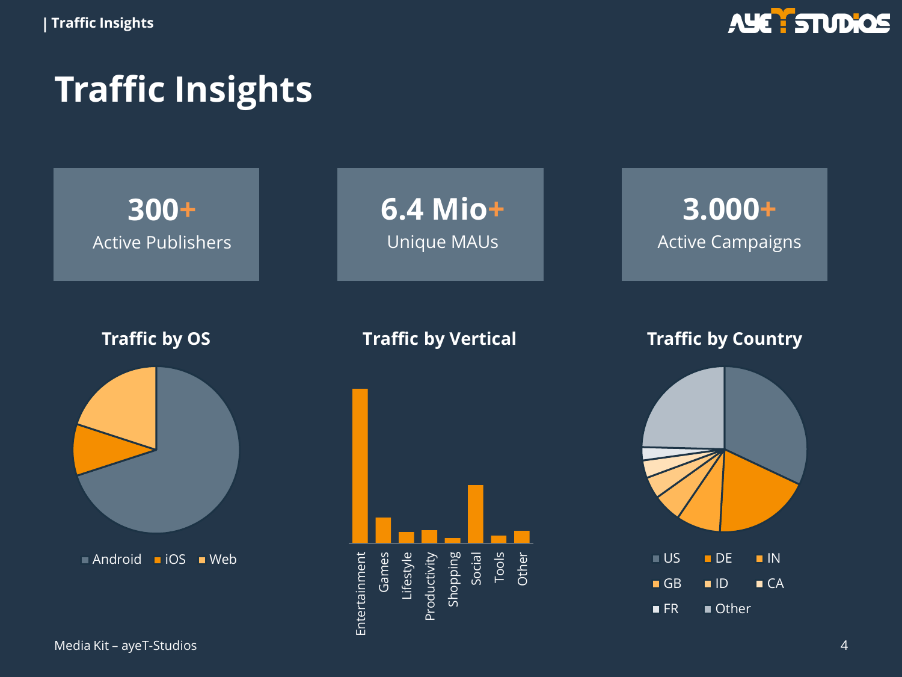# Traffic Insights

**300+**
Active Publishers

**6.4 Mio+**
Unique MAUs

**3.000+**
Active Campaigns

### Traffic by OS

Android
iOS
Web

### Traffic by Vertical

Entertainment
Games
Lifestyle
Productivity
Shopping
Social
Tools
Other

### Traffic by Country

US
DE
IN
GB
ID
CA
FR
Other

Media Kit – ayeT-Studios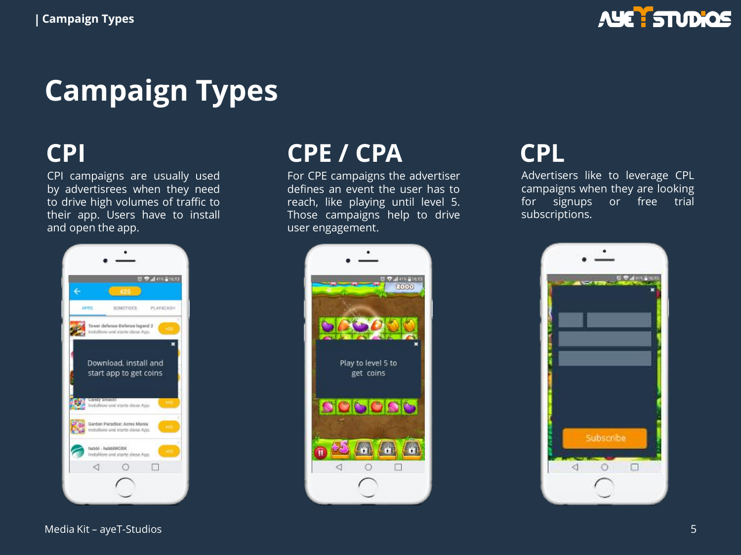# Campaign Types

## CPI

CPI campaigns are usually used by advertisrees when they need to drive high volumes of traffic to their app. Users have to install and open the app.

## CPE / CPA

For CPE campaigns the advertiser defines an event the user has to reach, like playing until level 5. Those campaigns help to drive user engagement.

## CPL

Advertisers like to leverage CPL campaigns when they are looking for signups or free trial subscriptions.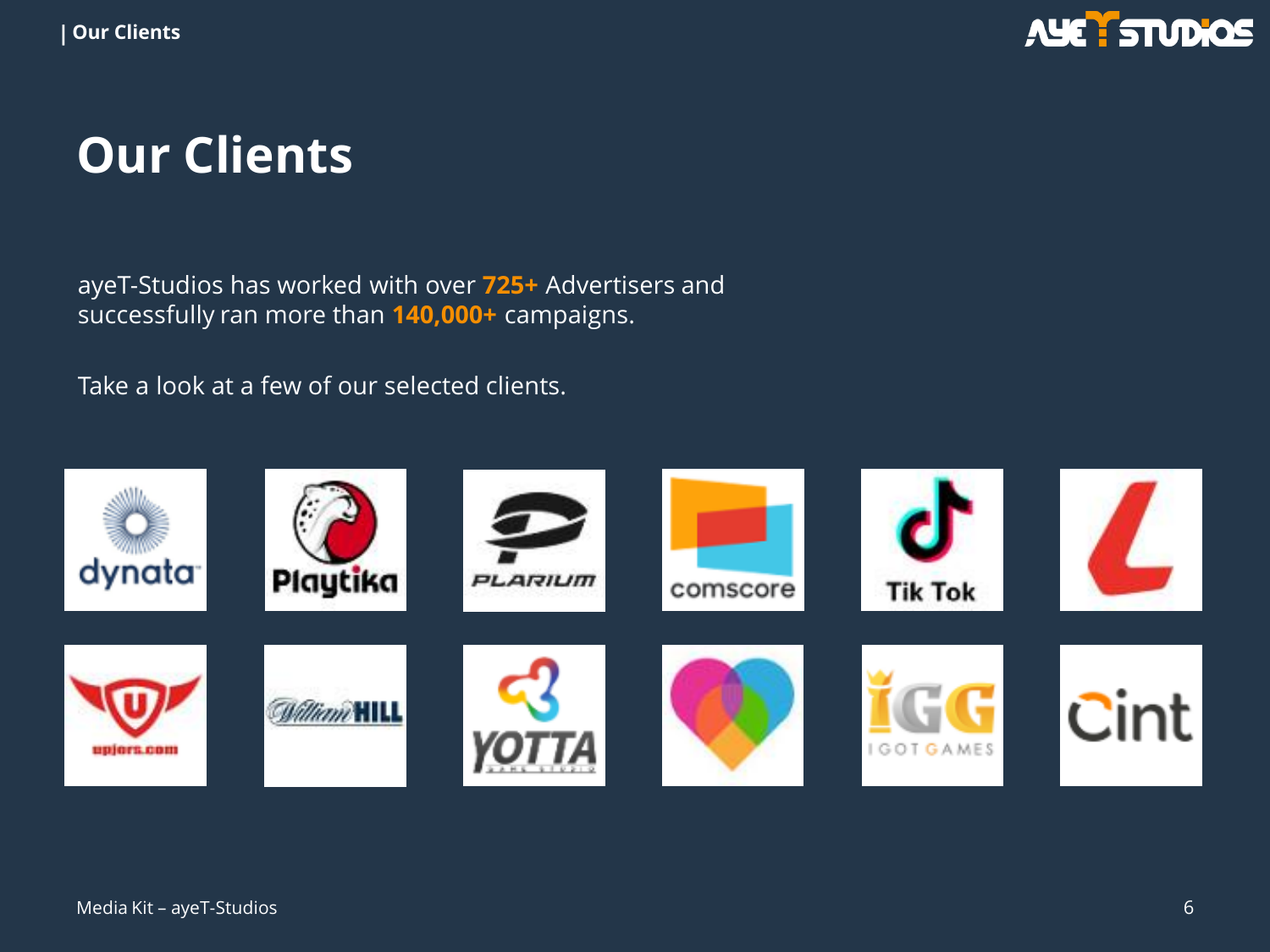# Our Clients

ayeT-Studios has worked with over **725+** Advertisers and successfully ran more than **140,000+** campaigns.

Take a look at a few of our selected clients.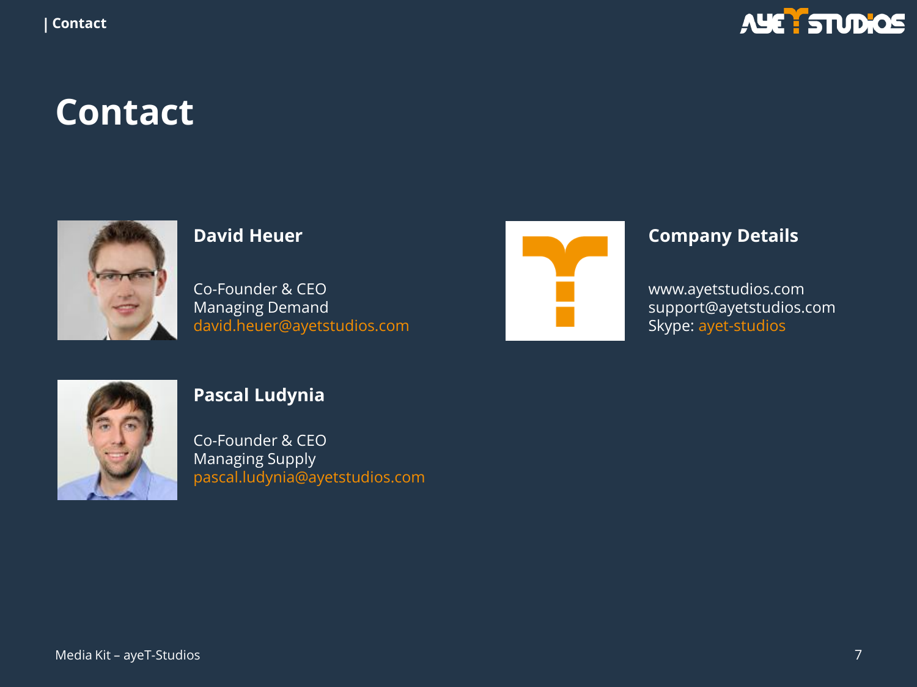# Contact

## David Heuer

Co-Founder & CEO
Managing Demand
david.heuer@ayetstudios.com

## Pascal Ludynia

Co-Founder & CEO
Managing Supply
pascal.ludynia@ayetstudios.com

## Company Details

www.ayetstudios.com
support@ayetstudios.com
Skype: ayet-studios